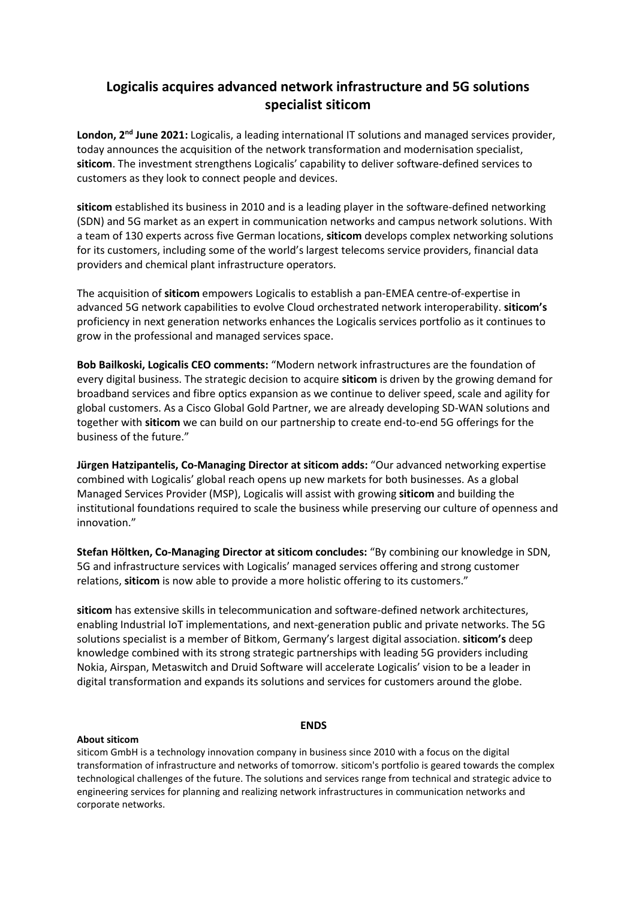# Logicalis acquires advanced network infrastructure and 5G solutions specialist siticom

**London, 2nd June 2021:** Logicalis, a leading international IT solutions and managed services provider, today announces the acquisition of the network transformation and modernisation specialist, **siticom**. The investment strengthens Logicalis' capability to deliver software-defined services to customers as they look to connect people and devices.

**siticom** established its business in 2010 and is a leading player in the software-defined networking (SDN) and 5G market as an expert in communication networks and campus network solutions. With a team of 130 experts across five German locations, **siticom** develops complex networking solutions for its customers, including some of the world's largest telecoms service providers, financial data providers and chemical plant infrastructure operators.

The acquisition of **siticom** empowers Logicalis to establish a pan-EMEA centre-of-expertise in advanced 5G network capabilities to evolve Cloud orchestrated network interoperability. **siticom's** proficiency in next generation networks enhances the Logicalis services portfolio as it continues to grow in the professional and managed services space.

**Bob Bailkoski, Logicalis CEO comments:** "Modern network infrastructures are the foundation of every digital business. The strategic decision to acquire **siticom** is driven by the growing demand for broadband services and fibre optics expansion as we continue to deliver speed, scale and agility for global customers. As a Cisco Global Gold Partner, we are already developing SD-WAN solutions and together with **siticom** we can build on our partnership to create end-to-end 5G offerings for the business of the future."

**Jürgen Hatzipantelis, Co-Managing Director at siticom adds:** "Our advanced networking expertise combined with Logicalis' global reach opens up new markets for both businesses. As a global Managed Services Provider (MSP), Logicalis will assist with growing **siticom** and building the institutional foundations required to scale the business while preserving our culture of openness and innovation."

**Stefan Höltken, Co-Managing Director at siticom concludes:** "By combining our knowledge in SDN, 5G and infrastructure services with Logicalis' managed services offering and strong customer relations, **siticom** is now able to provide a more holistic offering to its customers."

**siticom** has extensive skills in telecommunication and software-defined network architectures, enabling Industrial IoT implementations, and next-generation public and private networks. The 5G solutions specialist is a member of Bitkom, Germany's largest digital association. **siticom's** deep knowledge combined with its strong strategic partnerships with leading 5G providers including Nokia, Airspan, Metaswitch and Druid Software will accelerate Logicalis' vision to be a leader in digital transformation and expands its solutions and services for customers around the globe.

**ENDS**

**About siticom**

siticom GmbH is a technology innovation company in business since 2010 with a focus on the digital transformation of infrastructure and networks of tomorrow. siticom's portfolio is geared towards the complex technological challenges of the future. The solutions and services range from technical and strategic advice to engineering services for planning and realizing network infrastructures in communication networks and corporate networks.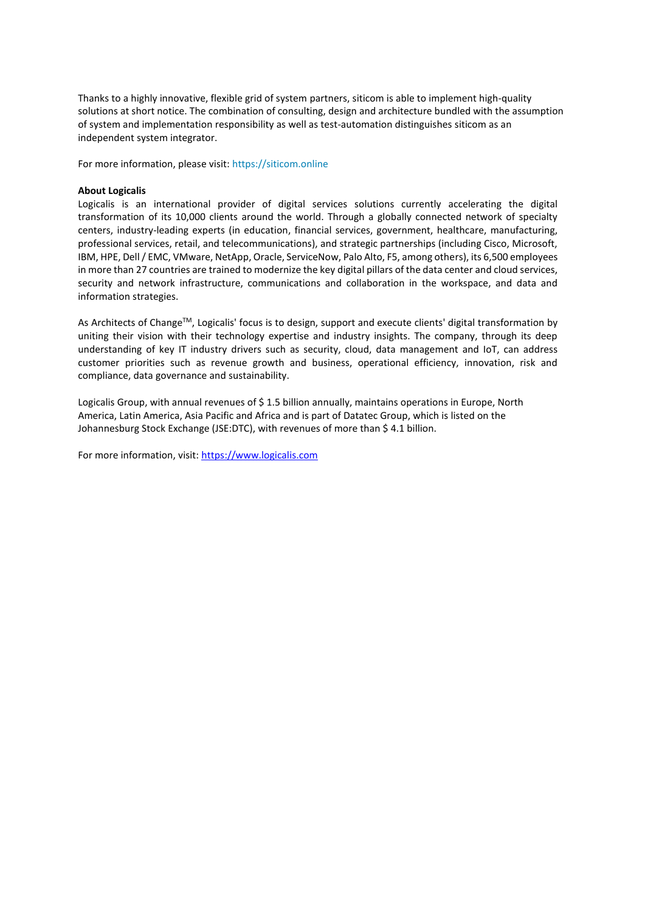Thanks to a highly innovative, flexible grid of system partners, siticom is able to implement high-quality solutions at short notice. The combination of consulting, design and architecture bundled with the assumption of system and implementation responsibility as well as test-automation distinguishes siticom as an independent system integrator.

For more information, please visit: https://siticom.online

**About Logicalis**

Logicalis is an international provider of digital services solutions currently accelerating the digital transformation of its 10,000 clients around the world. Through a globally connected network of specialty centers, industry-leading experts (in education, financial services, government, healthcare, manufacturing, professional services, retail, and telecommunications), and strategic partnerships (including Cisco, Microsoft, IBM, HPE, Dell / EMC, VMware, NetApp, Oracle, ServiceNow, Palo Alto, F5, among others), its 6,500 employees in more than 27 countries are trained to modernize the key digital pillars of the data center and cloud services, security and network infrastructure, communications and collaboration in the workspace, and data and information strategies.

As Architects of Change™, Logicalis' focus is to design, support and execute clients' digital transformation by uniting their vision with their technology expertise and industry insights. The company, through its deep understanding of key IT industry drivers such as security, cloud, data management and IoT, can address customer priorities such as revenue growth and business, operational efficiency, innovation, risk and compliance, data governance and sustainability.

Logicalis Group, with annual revenues of $ 1.5 billion annually, maintains operations in Europe, North America, Latin America, Asia Pacific and Africa and is part of Datatec Group, which is listed on the Johannesburg Stock Exchange (JSE:DTC), with revenues of more than $ 4.1 billion.

For more information, visit: https://www.logicalis.com